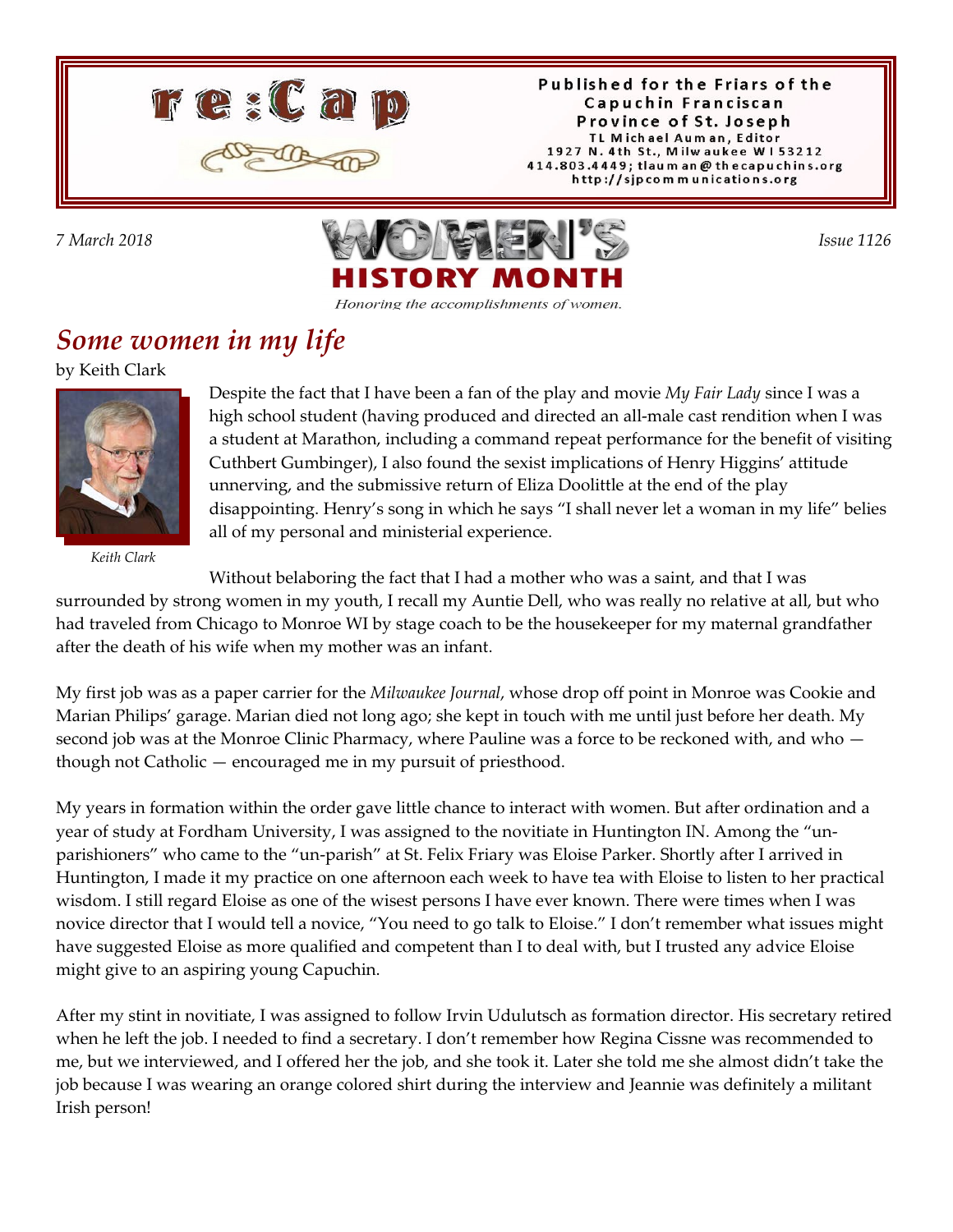# re:Cap

Published for the Friars of the Capuchin Franciscan Province of St. Joseph
TL Michael Auman, Editor
1927 N. 4th St., Milwaukee WI 53212
414.803.4449; tlauman@thecapuchins.org
http://sjpcommunications.org

*7 March 2018* | **WOMEN'S HISTORY MONTH** — *Honoring the accomplishments of women.* | *Issue 1126*

## *Some women in my life*

by Keith Clark

*Keith Clark*

Despite the fact that I have been a fan of the play and movie *My Fair Lady* since I was a high school student (having produced and directed an all-male cast rendition when I was a student at Marathon, including a command repeat performance for the benefit of visiting Cuthbert Gumbinger), I also found the sexist implications of Henry Higgins' attitude unnerving, and the submissive return of Eliza Doolittle at the end of the play disappointing. Henry's song in which he says "I shall never let a woman in my life" belies all of my personal and ministerial experience.

Without belaboring the fact that I had a mother who was a saint, and that I was surrounded by strong women in my youth, I recall my Auntie Dell, who was really no relative at all, but who had traveled from Chicago to Monroe WI by stage coach to be the housekeeper for my maternal grandfather after the death of his wife when my mother was an infant.

My first job was as a paper carrier for the *Milwaukee Journal*, whose drop off point in Monroe was Cookie and Marian Philips' garage. Marian died not long ago; she kept in touch with me until just before her death. My second job was at the Monroe Clinic Pharmacy, where Pauline was a force to be reckoned with, and who — though not Catholic — encouraged me in my pursuit of priesthood.

My years in formation within the order gave little chance to interact with women. But after ordination and a year of study at Fordham University, I was assigned to the novitiate in Huntington IN. Among the "un-parishioners" who came to the "un-parish" at St. Felix Friary was Eloise Parker. Shortly after I arrived in Huntington, I made it my practice on one afternoon each week to have tea with Eloise to listen to her practical wisdom. I still regard Eloise as one of the wisest persons I have ever known. There were times when I was novice director that I would tell a novice, "You need to go talk to Eloise." I don't remember what issues might have suggested Eloise as more qualified and competent than I to deal with, but I trusted any advice Eloise might give to an aspiring young Capuchin.

After my stint in novitiate, I was assigned to follow Irvin Udulutsch as formation director. His secretary retired when he left the job. I needed to find a secretary. I don't remember how Regina Cissne was recommended to me, but we interviewed, and I offered her the job, and she took it. Later she told me she almost didn't take the job because I was wearing an orange colored shirt during the interview and Jeannie was definitely a militant Irish person!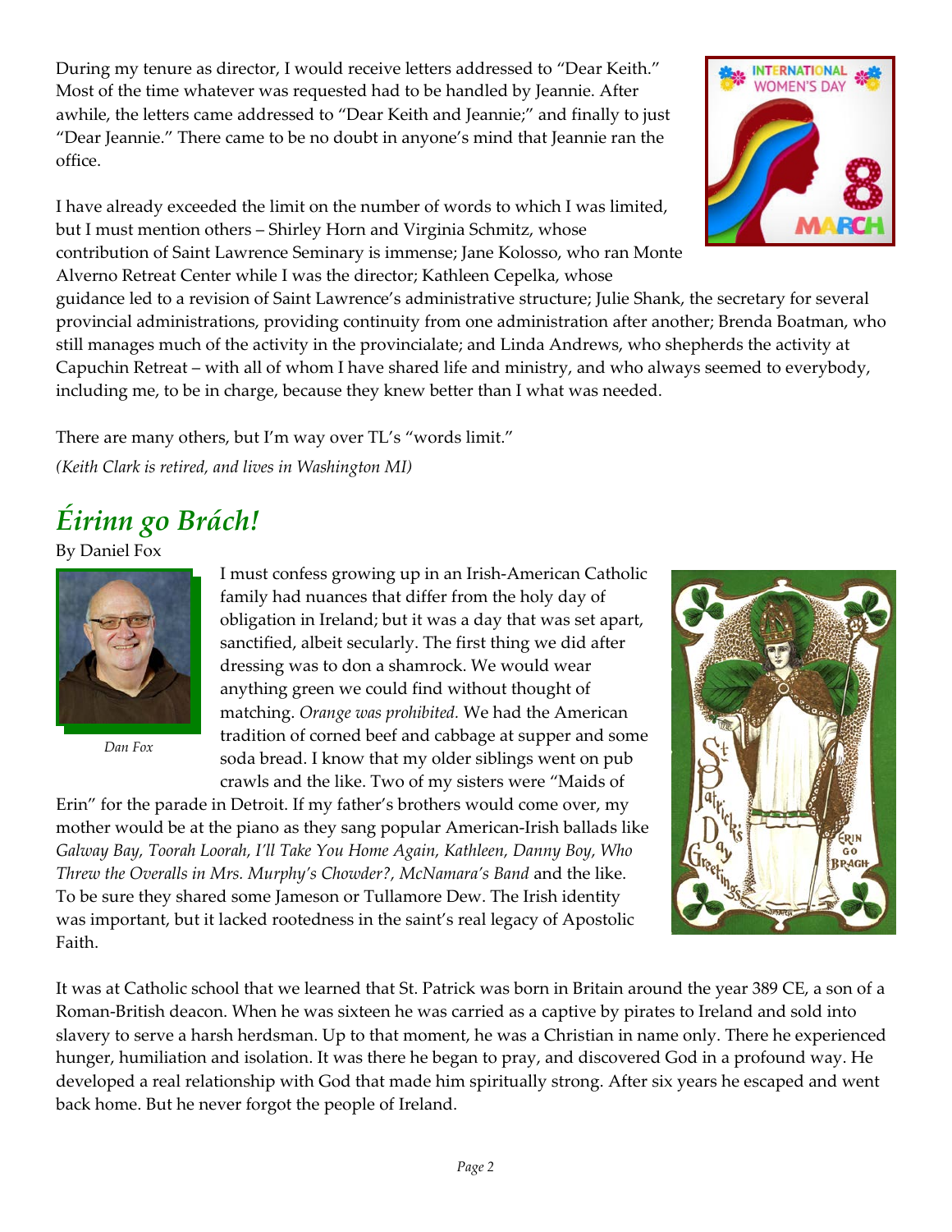During my tenure as director, I would receive letters addressed to "Dear Keith." Most of the time whatever was requested had to be handled by Jeannie. After awhile, the letters came addressed to "Dear Keith and Jeannie;" and finally to just "Dear Jeannie." There came to be no doubt in anyone's mind that Jeannie ran the office.

I have already exceeded the limit on the number of words to which I was limited, but I must mention others – Shirley Horn and Virginia Schmitz, whose contribution of Saint Lawrence Seminary is immense; Jane Kolosso, who ran Monte Alverno Retreat Center while I was the director; Kathleen Cepelka, whose guidance led to a revision of Saint Lawrence's administrative structure; Julie Shank, the secretary for several provincial administrations, providing continuity from one administration after another; Brenda Boatman, who still manages much of the activity in the provincialate; and Linda Andrews, who shepherds the activity at Capuchin Retreat – with all of whom I have shared life and ministry, and who always seemed to everybody, including me, to be in charge, because they knew better than I what was needed.

There are many others, but I'm way over TL's "words limit."

*(Keith Clark is retired, and lives in Washington MI)*

## *Éirinn go Brách!*

By Daniel Fox

*Dan Fox*

I must confess growing up in an Irish-American Catholic family had nuances that differ from the holy day of obligation in Ireland; but it was a day that was set apart, sanctified, albeit secularly. The first thing we did after dressing was to don a shamrock. We would wear anything green we could find without thought of matching. *Orange was prohibited.* We had the American tradition of corned beef and cabbage at supper and some soda bread. I know that my older siblings went on pub crawls and the like. Two of my sisters were "Maids of Erin" for the parade in Detroit. If my father's brothers would come over, my mother would be at the piano as they sang popular American-Irish ballads like *Galway Bay, Toorah Loorah, I'll Take You Home Again, Kathleen, Danny Boy, Who Threw the Overalls in Mrs. Murphy's Chowder?, McNamara's Band* and the like. To be sure they shared some Jameson or Tullamore Dew. The Irish identity was important, but it lacked rootedness in the saint's real legacy of Apostolic Faith.

It was at Catholic school that we learned that St. Patrick was born in Britain around the year 389 CE, a son of a Roman-British deacon. When he was sixteen he was carried as a captive by pirates to Ireland and sold into slavery to serve a harsh herdsman. Up to that moment, he was a Christian in name only. There he experienced hunger, humiliation and isolation. It was there he began to pray, and discovered God in a profound way. He developed a real relationship with God that made him spiritually strong. After six years he escaped and went back home. But he never forgot the people of Ireland.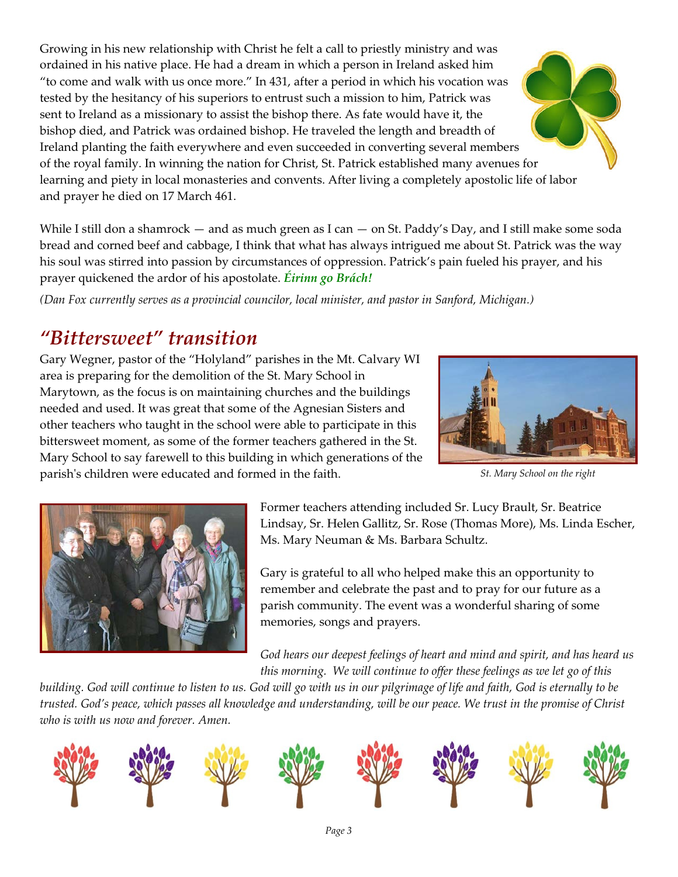Growing in his new relationship with Christ he felt a call to priestly ministry and was ordained in his native place. He had a dream in which a person in Ireland asked him "to come and walk with us once more." In 431, after a period in which his vocation was tested by the hesitancy of his superiors to entrust such a mission to him, Patrick was sent to Ireland as a missionary to assist the bishop there. As fate would have it, the bishop died, and Patrick was ordained bishop. He traveled the length and breadth of Ireland planting the faith everywhere and even succeeded in converting several members of the royal family. In winning the nation for Christ, St. Patrick established many avenues for learning and piety in local monasteries and convents. After living a completely apostolic life of labor and prayer he died on 17 March 461.

While I still don a shamrock — and as much green as I can — on St. Paddy's Day, and I still make some soda bread and corned beef and cabbage, I think that what has always intrigued me about St. Patrick was the way his soul was stirred into passion by circumstances of oppression. Patrick's pain fueled his prayer, and his prayer quickened the ardor of his apostolate. ***Éirinn go Brách!***

*(Dan Fox currently serves as a provincial councilor, local minister, and pastor in Sanford, Michigan.)*

## *"Bittersweet" transition*

Gary Wegner, pastor of the "Holyland" parishes in the Mt. Calvary WI area is preparing for the demolition of the St. Mary School in Marytown, as the focus is on maintaining churches and the buildings needed and used. It was great that some of the Agnesian Sisters and other teachers who taught in the school were able to participate in this bittersweet moment, as some of the former teachers gathered in the St. Mary School to say farewell to this building in which generations of the parish's children were educated and formed in the faith.

*St. Mary School on the right*

Former teachers attending included Sr. Lucy Brault, Sr. Beatrice Lindsay, Sr. Helen Gallitz, Sr. Rose (Thomas More), Ms. Linda Escher, Ms. Mary Neuman & Ms. Barbara Schultz.

Gary is grateful to all who helped make this an opportunity to remember and celebrate the past and to pray for our future as a parish community. The event was a wonderful sharing of some memories, songs and prayers.

*God hears our deepest feelings of heart and mind and spirit, and has heard us this morning. We will continue to offer these feelings as we let go of this building. God will continue to listen to us. God will go with us in our pilgrimage of life and faith, God is eternally to be trusted. God's peace, which passes all knowledge and understanding, will be our peace. We trust in the promise of Christ who is with us now and forever. Amen.*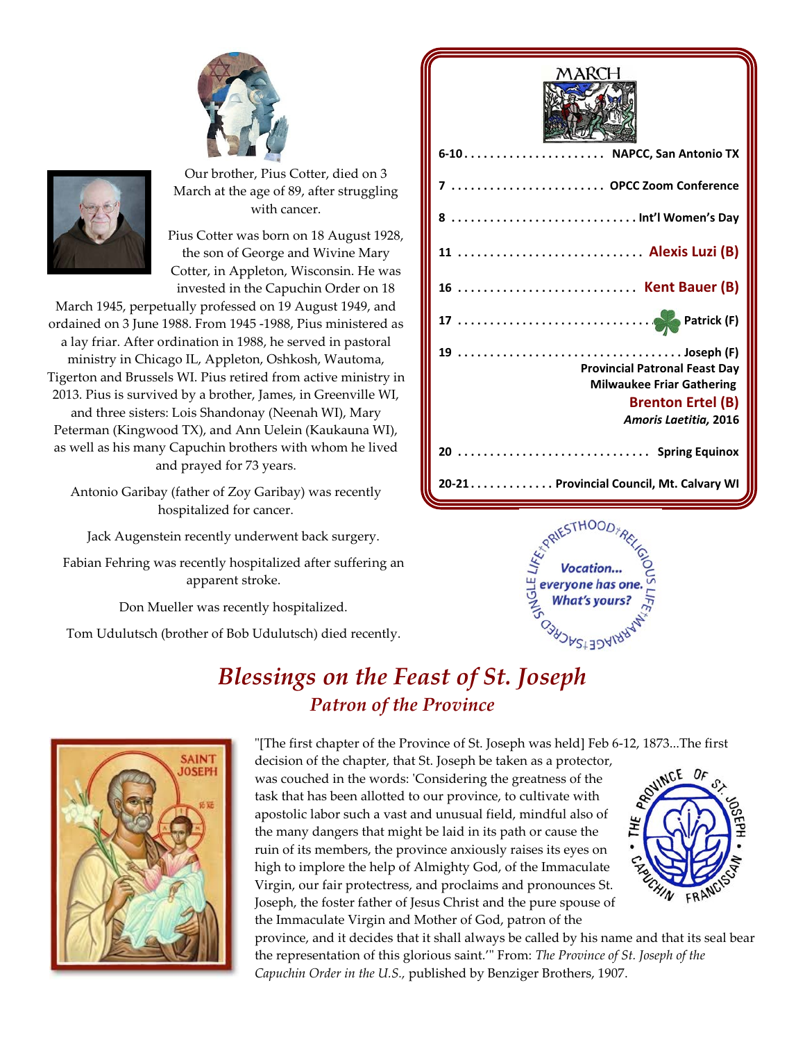Our brother, Pius Cotter, died on 3 March at the age of 89, after struggling with cancer.

Pius Cotter was born on 18 August 1928, the son of George and Wivine Mary Cotter, in Appleton, Wisconsin. He was invested in the Capuchin Order on 18 March 1945, perpetually professed on 19 August 1949, and ordained on 3 June 1988. From 1945 -1988, Pius ministered as a lay friar. After ordination in 1988, he served in pastoral ministry in Chicago IL, Appleton, Oshkosh, Wautoma, Tigerton and Brussels WI. Pius retired from active ministry in 2013. Pius is survived by a brother, James, in Greenville WI, and three sisters: Lois Shandonay (Neenah WI), Mary Peterman (Kingwood TX), and Ann Uelein (Kaukauna WI), as well as his many Capuchin brothers with whom he lived and prayed for 73 years.

Antonio Garibay (father of Zoy Garibay) was recently hospitalized for cancer.

Jack Augenstein recently underwent back surgery.

Fabian Fehring was recently hospitalized after suffering an apparent stroke.

Don Mueller was recently hospitalized.

Tom Udulutsch (brother of Bob Udulutsch) died recently.

## MARCH

| | |
|---|---|
| 6-10 | **NAPCC, San Antonio TX** |
| 7 | **OPCC Zoom Conference** |
| 8 | **Int'l Women's Day** |
| 11 | **Alexis Luzi (B)** |
| 16 | **Kent Bauer (B)** |
| 17 | **Patrick (F)** |
| 19 | **Joseph (F)** <br> **Provincial Patronal Feast Day** <br> **Milwaukee Friar Gathering** <br> **Brenton Ertel (B)** <br> ***Amoris Laetitia*, 2016** |
| 20 | **Spring Equinox** |
| 20-21 | **Provincial Council, Mt. Calvary WI** |

PRIESTHOOD + RELIGIOUS LIFE + MARRIAGE + SACRED SINGLE LIFE

*Vocation... everyone has one. What's yours?*

## *Blessings on the Feast of St. Joseph*

### *Patron of the Province*

"[The first chapter of the Province of St. Joseph was held] Feb 6-12, 1873...The first decision of the chapter, that St. Joseph be taken as a protector, was couched in the words: 'Considering the greatness of the task that has been allotted to our province, to cultivate with apostolic labor such a vast and unusual field, mindful also of the many dangers that might be laid in its path or cause the ruin of its members, the province anxiously raises its eyes on high to implore the help of Almighty God, of the Immaculate Virgin, our fair protectress, and proclaims and pronounces St. Joseph, the foster father of Jesus Christ and the pure spouse of the Immaculate Virgin and Mother of God, patron of the province, and it decides that it shall always be called by his name and that its seal bear the representation of this glorious saint.'" From: *The Province of St. Joseph of the Capuchin Order in the U.S.,* published by Benziger Brothers, 1907.